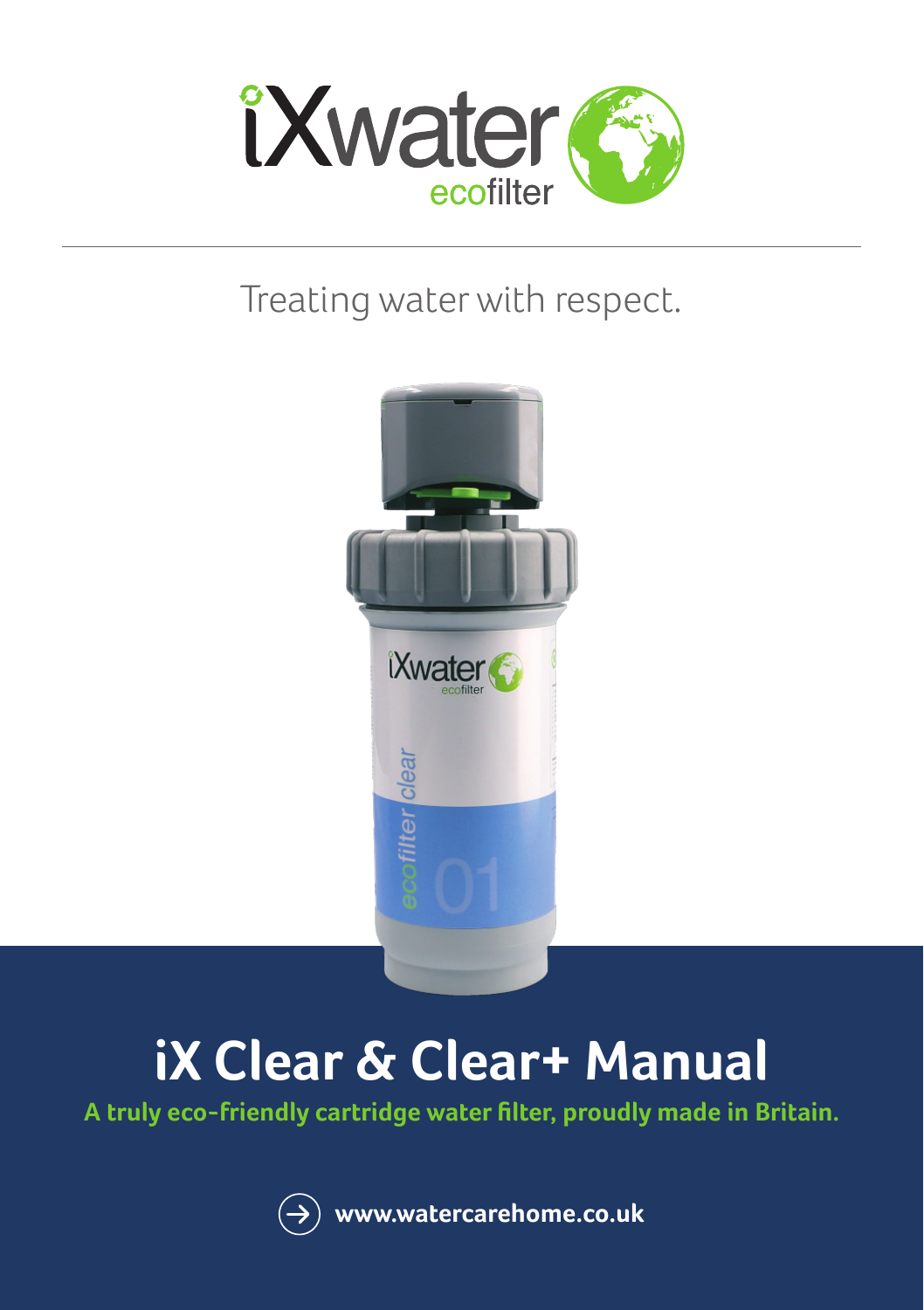iXwater ecofilter

Treating water with respect.

# iX Clear & Clear+ Manual

**A truly eco-friendly cartridge water filter, proudly made in Britain.**

**www.watercarehome.co.uk**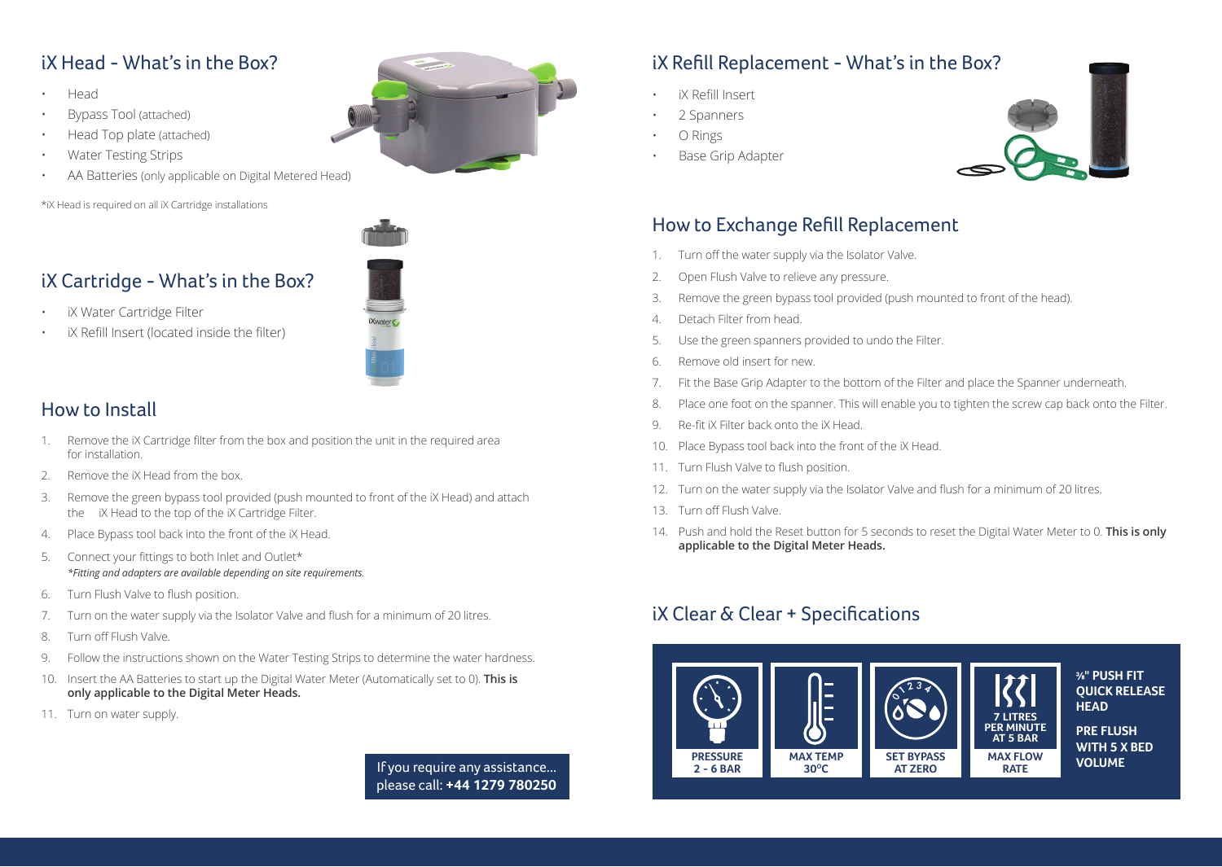## iX Head - What's in the Box?

- Head
- Bypass Tool (attached)
- Head Top plate (attached)
- Water Testing Strips
- AA Batteries (only applicable on Digital Metered Head)

*iX Head is required on all iX Cartridge installations

## iX Cartridge - What's in the Box?

- iX Water Cartridge Filter
- iX Refill Insert (located inside the filter)

## How to Install

1. Remove the iX Cartridge filter from the box and position the unit in the required area for installation.
2. Remove the iX Head from the box.
3. Remove the green bypass tool provided (push mounted to front of the iX Head) and attach the iX Head to the top of the iX Cartridge Filter.
4. Place Bypass tool back into the front of the iX Head.
5. Connect your fittings to both Inlet and Outlet*
   *\*Fitting and adapters are available depending on site requirements.*
6. Turn Flush Valve to flush position.
7. Turn on the water supply via the Isolator Valve and flush for a minimum of 20 litres.
8. Turn off Flush Valve.
9. Follow the instructions shown on the Water Testing Strips to determine the water hardness.
10. Insert the AA Batteries to start up the Digital Water Meter (Automatically set to 0). **This is only applicable to the Digital Meter Heads.**
11. Turn on water supply.

If you require any assistance... please call: **+44 1279 780250**

## iX Refill Replacement - What's in the Box?

- iX Refill Insert
- 2 Spanners
- O Rings
- Base Grip Adapter

## How to Exchange Refill Replacement

1. Turn off the water supply via the Isolator Valve.
2. Open Flush Valve to relieve any pressure.
3. Remove the green bypass tool provided (push mounted to front of the head).
4. Detach Filter from head.
5. Use the green spanners provided to undo the Filter.
6. Remove old insert for new.
7. Fit the Base Grip Adapter to the bottom of the Filter and place the Spanner underneath.
8. Place one foot on the spanner. This will enable you to tighten the screw cap back onto the Filter.
9. Re-fit iX Filter back onto the iX Head.
10. Place Bypass tool back into the front of the iX Head.
11. Turn Flush Valve to flush position.
12. Turn on the water supply via the Isolator Valve and flush for a minimum of 20 litres.
13. Turn off Flush Valve.
14. Push and hold the Reset button for 5 seconds to reset the Digital Water Meter to 0. **This is only applicable to the Digital Meter Heads.**

## iX Clear & Clear + Specifications

- **PRESSURE 2 - 6 BAR**
- **MAX TEMP 30°C**
- **SET BYPASS AT ZERO**
- **MAX FLOW RATE** – **7 LITRES PER MINUTE AT 5 BAR**
- **⅜" PUSH FIT QUICK RELEASE HEAD**
- **PRE FLUSH WITH 5 X BED VOLUME**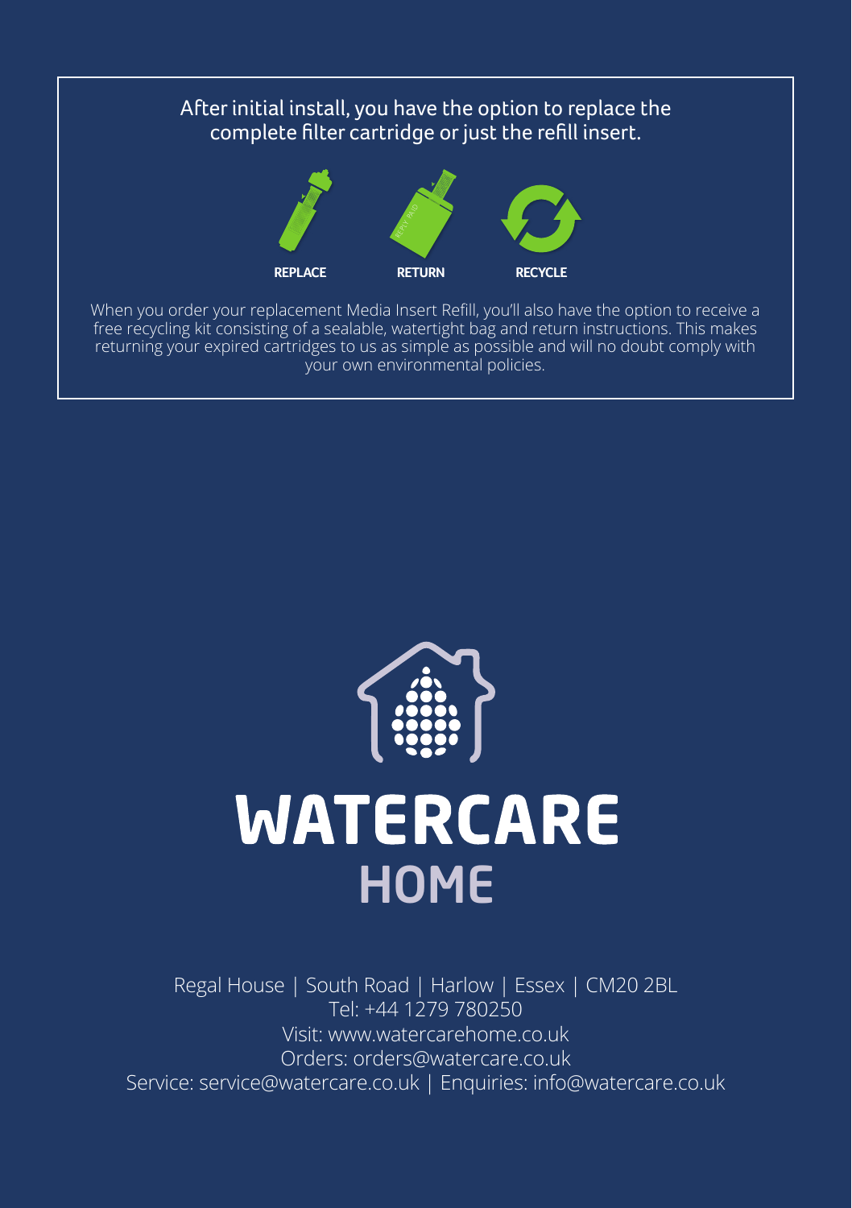After initial install, you have the option to replace the complete filter cartridge or just the refill insert.

**REPLACE** **RETURN** **RECYCLE**

When you order your replacement Media Insert Refill, you'll also have the option to receive a free recycling kit consisting of a sealable, watertight bag and return instructions. This makes returning your expired cartridges to us as simple as possible and will no doubt comply with your own environmental policies.

# WATERCARE
## HOME

Regal House | South Road | Harlow | Essex | CM20 2BL
Tel: +44 1279 780250
Visit: www.watercarehome.co.uk
Orders: orders@watercare.co.uk
Service: service@watercare.co.uk | Enquiries: info@watercare.co.uk